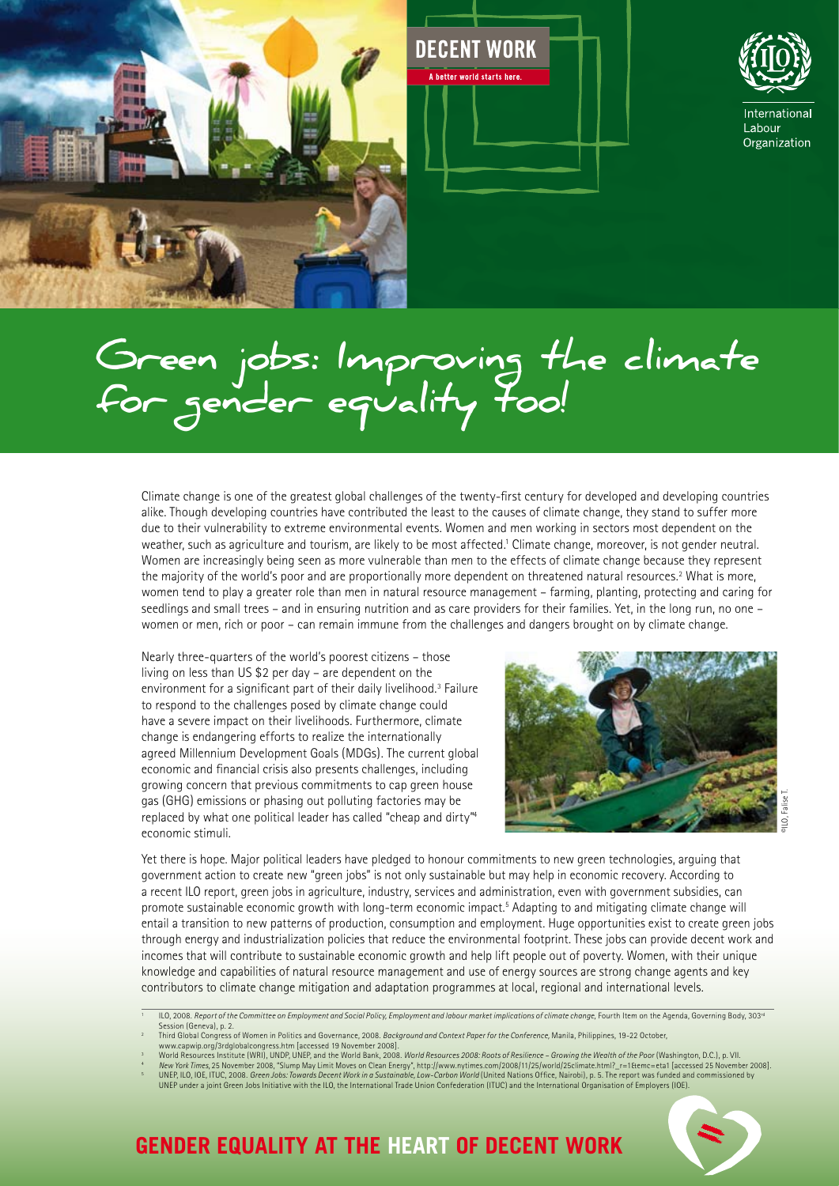DECENT WORK

A better world starts here.

International Labour Organization

# Green jobs: Improving the climate for gender equality too!

Climate change is one of the greatest global challenges of the twenty-first century for developed and developing countries alike. Though developing countries have contributed the least to the causes of climate change, they stand to suffer more due to their vulnerability to extreme environmental events. Women and men working in sectors most dependent on the weather, such as agriculture and tourism, are likely to be most affected.[1] Climate change, moreover, is not gender neutral. Women are increasingly being seen as more vulnerable than men to the effects of climate change because they represent the majority of the world's poor and are proportionally more dependent on threatened natural resources.[2] What is more, women tend to play a greater role than men in natural resource management – farming, planting, protecting and caring for seedlings and small trees – and in ensuring nutrition and as care providers for their families. Yet, in the long run, no one – women or men, rich or poor – can remain immune from the challenges and dangers brought on by climate change.

Nearly three-quarters of the world's poorest citizens – those living on less than US $2 per day – are dependent on the environment for a significant part of their daily livelihood.[3] Failure to respond to the challenges posed by climate change could have a severe impact on their livelihoods. Furthermore, climate change is endangering efforts to realize the internationally agreed Millennium Development Goals (MDGs). The current global economic and financial crisis also presents challenges, including growing concern that previous commitments to cap green house gas (GHG) emissions or phasing out polluting factories may be replaced by what one political leader has called "cheap and dirty"[4] economic stimuli.

©ILO, Falise T.

Yet there is hope. Major political leaders have pledged to honour commitments to new green technologies, arguing that government action to create new "green jobs" is not only sustainable but may help in economic recovery. According to a recent ILO report, green jobs in agriculture, industry, services and administration, even with government subsidies, can promote sustainable economic growth with long-term economic impact.[5] Adapting to and mitigating climate change will entail a transition to new patterns of production, consumption and employment. Huge opportunities exist to create green jobs through energy and industrialization policies that reduce the environmental footprint. These jobs can provide decent work and incomes that will contribute to sustainable economic growth and help lift people out of poverty. Women, with their unique knowledge and capabilities of natural resource management and use of energy sources are strong change agents and key contributors to climate change mitigation and adaptation programmes at local, regional and international levels.

---

[1] ILO, 2008. *Report of the Committee on Employment and Social Policy, Employment and labour market implications of climate change*, Fourth Item on the Agenda, Governing Body, 303rd Session (Geneva), p. 2.

[2] Third Global Congress of Women in Politics and Governance, 2008. *Background and Context Paper for the Conference*, Manila, Philippines, 19–22 October, www.capwip.org/3rdglobalcongress.htm [accessed 19 November 2008].

[3] World Resources Institute (WRI), UNDP, UNEP, and the World Bank, 2008. *World Resources 2008: Roots of Resilience – Growing the Wealth of the Poor* (Washington, D.C.), p. VII.

[4] *New York Times*, 25 November 2008, "Slump May Limit Moves on Clean Energy", http://www.nytimes.com/2008/11/25/world/25climate.html?_r=1&emc=eta1 [accessed 25 November 2008].

[5] UNEP, ILO, IOE, ITUC, 2008. *Green Jobs: Towards Decent Work in a Sustainable, Low-Carbon World* (United Nations Office, Nairobi), p. 5. The report was funded and commissioned by UNEP under a joint Green Jobs Initiative with the ILO, the International Trade Union Confederation (ITUC) and the International Organisation of Employers (IOE).

**GENDER EQUALITY AT THE HEART OF DECENT WORK**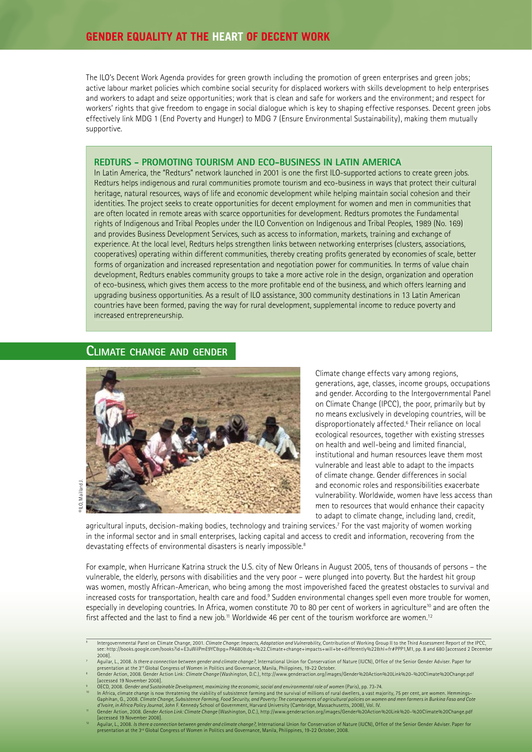The ILO's Decent Work Agenda provides for green growth including the promotion of green enterprises and green jobs; active labour market policies which combine social security for displaced workers with skills development to help enterprises and workers to adapt and seize opportunities; work that is clean and safe for workers and the environment; and respect for workers' rights that give freedom to engage in social dialogue which is key to shaping effective responses. Decent green jobs effectively link MDG 1 (End Poverty and Hunger) to MDG 7 (Ensure Environmental Sustainability), making them mutually supportive.

### REDTURS - PROMOTING TOURISM AND ECO-BUSINESS IN LATIN AMERICA

In Latin America, the "Redturs" network launched in 2001 is one the first ILO-supported actions to create green jobs. Redturs helps indigenous and rural communities promote tourism and eco-business in ways that protect their cultural heritage, natural resources, ways of life and economic development while helping maintain social cohesion and their identities. The project seeks to create opportunities for decent employment for women and men in communities that are often located in remote areas with scarce opportunities for development. Redturs promotes the Fundamental rights of Indigenous and Tribal Peoples under the ILO Convention on Indigenous and Tribal Peoples, 1989 (No. 169) and provides Business Development Services, such as access to information, markets, training and exchange of experience. At the local level, Redturs helps strengthen links between networking enterprises (clusters, associations, cooperatives) operating within different communities, thereby creating profits generated by economies of scale, better forms of organization and increased representation and negotiation power for communities. In terms of value chain development, Redturs enables community groups to take a more active role in the design, organization and operation of eco-business, which gives them access to the more profitable end of the business, and which offers learning and upgrading business opportunities. As a result of ILO assistance, 300 community destinations in 13 Latin American countries have been formed, paving the way for rural development, supplemental income to reduce poverty and increased entrepreneurship.

## Climate change and gender

©ILO, Maillard J.

Climate change effects vary among regions, generations, age, classes, income groups, occupations and gender. According to the Intergovernmental Panel on Climate Change (IPCC), the poor, primarily but by no means exclusively in developing countries, will be disproportionately affected.[6] Their reliance on local ecological resources, together with existing stresses on health and well-being and limited financial, institutional and human resources leave them most vulnerable and least able to adapt to the impacts of climate change. Gender differences in social and economic roles and responsibilities exacerbate vulnerability. Worldwide, women have less access than men to resources that would enhance their capacity to adapt to climate change, including land, credit, agricultural inputs, decision-making bodies, technology and training services.[7] For the vast majority of women working in the informal sector and in small enterprises, lacking capital and access to credit and information, recovering from the devastating effects of environmental disasters is nearly impossible.[8]

For example, when Hurricane Katrina struck the U.S. city of New Orleans in August 2005, tens of thousands of persons – the vulnerable, the elderly, persons with disabilities and the very poor – were plunged into poverty. But the hardest hit group was women, mostly African-American, who being among the most impoverished faced the greatest obstacles to survival and increased costs for transportation, health care and food.[9] Sudden environmental changes spell even more trouble for women, especially in developing countries. In Africa, women constitute 70 to 80 per cent of workers in agriculture[10] and are often the first affected and the last to find a new job.[11] Worldwide 46 per cent of the tourism workforce are women.[12]

---

[6] Intergovernmental Panel on Climate Change, 2001. *Climate Change: Impacts, Adaptation and Vulnerability*, Contribution of Working Group II to the Third Assessment Report of the IPCC, see: http://books.google.com/books?id=E3uWlIPmE9YC&pg=PA680&dq=%22.Climate+change+impacts+will+be+differently%22&hl=fr#PPP1,M1, pp. 8 and 680 [accessed 2 December 2008].

[7] Aguilar, L., 2008. *Is there a connection between gender and climate change?*, International Union for Conservation of Nature (IUCN), Office of the Senior Gender Adviser. Paper for presentation at the 3rd Global Congress of Women in Politics and Governance, Manila, Philippines, 19-22 October.

[8] Gender Action, 2008. Gender Action Link: *Climate Change* (Washington, D.C.), http://www.genderaction.org/images/Gender%20Action%20Link%20-%20Climate%20Change.pdf [accessed 19 November 2008].

[9] OECD, 2008. *Gender and Sustainable Development, maximizing the economic, social and environmental role of women* (Paris), pp. 73-74.

[10] In Africa, climate change is now threatening the viability of subsistence farming and the survival of millions of rural dwellers, a vast majority, 75 per cent, are women. Hemmings-Gaphihan, G., 2008. *Climate Change, Subsistence Farming, Food Security, and Poverty: The consequences of agricultural policies on women and men farmers in Burkina Faso and Cote d'Ivoire, in Africa Policy Journal*, John F. Kennedy School of Government, Harvard University (Cambridge, Massachusetts, 2008), Vol. IV.

[11] Gender Action, 2008. *Gender Action Link: Climate Change* (Washington, D.C.), http://www.genderaction.org/images/Gender%20Action%20Link%20-%20Climate%20Change.pdf [accessed 19 November 2008].

[12] Aguilar, L., 2008. *Is there a connection between gender and climate change?*, International Union for Conservation of Nature (IUCN), Office of the Senior Gender Adviser. Paper for presentation at the 3rd Global Congress of Women in Politics and Governance, Manila, Philippines, 19-22 October, 2008.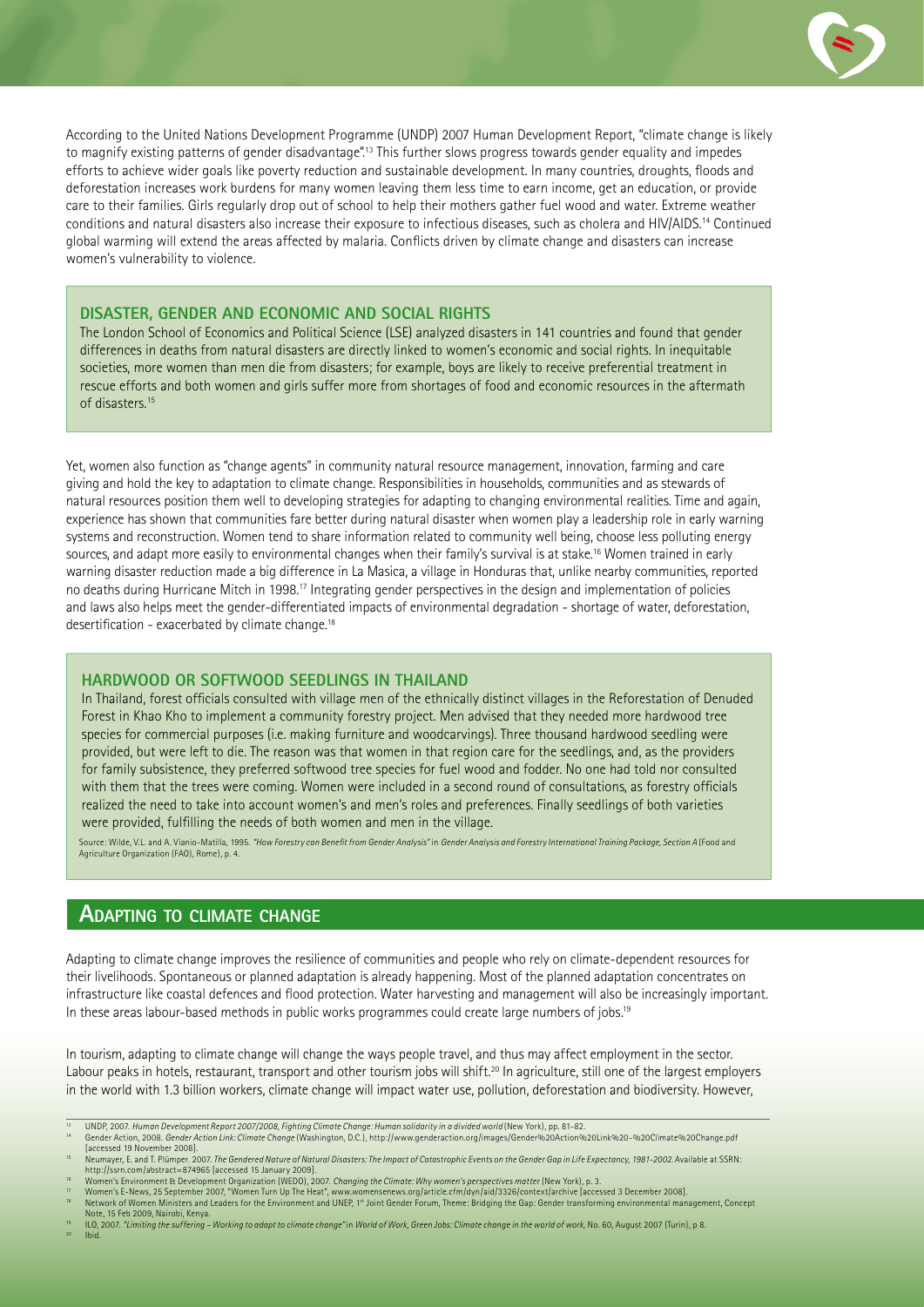According to the United Nations Development Programme (UNDP) 2007 Human Development Report, "climate change is likely to magnify existing patterns of gender disadvantage".[13] This further slows progress towards gender equality and impedes efforts to achieve wider goals like poverty reduction and sustainable development. In many countries, droughts, floods and deforestation increases work burdens for many women leaving them less time to earn income, get an education, or provide care to their families. Girls regularly drop out of school to help their mothers gather fuel wood and water. Extreme weather conditions and natural disasters also increase their exposure to infectious diseases, such as cholera and HIV/AIDS.[14] Continued global warming will extend the areas affected by malaria. Conflicts driven by climate change and disasters can increase women's vulnerability to violence.

### DISASTER, GENDER AND ECONOMIC AND SOCIAL RIGHTS

The London School of Economics and Political Science (LSE) analyzed disasters in 141 countries and found that gender differences in deaths from natural disasters are directly linked to women's economic and social rights. In inequitable societies, more women than men die from disasters; for example, boys are likely to receive preferential treatment in rescue efforts and both women and girls suffer more from shortages of food and economic resources in the aftermath of disasters.[15]

Yet, women also function as "change agents" in community natural resource management, innovation, farming and care giving and hold the key to adaptation to climate change. Responsibilities in households, communities and as stewards of natural resources position them well to developing strategies for adapting to changing environmental realities. Time and again, experience has shown that communities fare better during natural disaster when women play a leadership role in early warning systems and reconstruction. Women tend to share information related to community well being, choose less polluting energy sources, and adapt more easily to environmental changes when their family's survival is at stake.[16] Women trained in early warning disaster reduction made a big difference in La Masica, a village in Honduras that, unlike nearby communities, reported no deaths during Hurricane Mitch in 1998.[17] Integrating gender perspectives in the design and implementation of policies and laws also helps meet the gender-differentiated impacts of environmental degradation - shortage of water, deforestation, desertification - exacerbated by climate change.[18]

### HARDWOOD OR SOFTWOOD SEEDLINGS IN THAILAND

In Thailand, forest officials consulted with village men of the ethnically distinct villages in the Reforestation of Denuded Forest in Khao Kho to implement a community forestry project. Men advised that they needed more hardwood tree species for commercial purposes (i.e. making furniture and woodcarvings). Three thousand hardwood seedling were provided, but were left to die. The reason was that women in that region care for the seedlings, and, as the providers for family subsistence, they preferred softwood tree species for fuel wood and fodder. No one had told nor consulted with them that the trees were coming. Women were included in a second round of consultations, as forestry officials realized the need to take into account women's and men's roles and preferences. Finally seedlings of both varieties were provided, fulfilling the needs of both women and men in the village.

Source: Wilde, V.L. and A. Vianio-Matilla, 1995. *"How Forestry can Benefit from Gender Analysis"* in *Gender Analysis and Forestry International Training Package, Section A* (Food and Agriculture Organization (FAO), Rome), p. 4.

## ADAPTING TO CLIMATE CHANGE

Adapting to climate change improves the resilience of communities and people who rely on climate-dependent resources for their livelihoods. Spontaneous or planned adaptation is already happening. Most of the planned adaptation concentrates on infrastructure like coastal defences and flood protection. Water harvesting and management will also be increasingly important. In these areas labour-based methods in public works programmes could create large numbers of jobs.[19]

In tourism, adapting to climate change will change the ways people travel, and thus may affect employment in the sector. Labour peaks in hotels, restaurant, transport and other tourism jobs will shift.[20] In agriculture, still one of the largest employers in the world with 1.3 billion workers, climate change will impact water use, pollution, deforestation and biodiversity. However,

---

[13] UNDP, 2007. *Human Development Report 2007/2008, Fighting Climate Change: Human solidarity in a divided world* (New York), pp. 81-82.

[14] Gender Action, 2008. *Gender Action Link: Climate Change* (Washington, D.C.), http://www.genderaction.org/images/Gender%20Action%20Link%20-%20Climate%20Change.pdf [accessed 19 November 2008].

[15] Neumayer, E. and T. Plümper. 2007. *The Gendered Nature of Natural Disasters: The Impact of Catastrophic Events on the Gender Gap in Life Expectancy, 1981-2002.* Available at SSRN: http://ssrn.com/abstract=874965 [accessed 15 January 2009].

[16] Women's Environment & Development Organization (WEDO), 2007. *Changing the Climate: Why women's perspectives matter* (New York), p. 3.

[17] Women's E-News, 25 September 2007, "Women Turn Up The Heat", www.womensenews.org/article.cfm/dyn/aid/3326/context/archive [accessed 3 December 2008].

[18] Network of Women Ministers and Leaders for the Environment and UNEP, 1st Joint Gender Forum, Theme: Bridging the Gap: Gender transforming environmental management, Concept Note, 15 Feb 2009, Nairobi, Kenya.

[19] ILO, 2007. *"Limiting the suffering – Working to adapt to climate change"* in *World of Work, Green Jobs: Climate change in the world of work*, No. 60, August 2007 (Turin), p 8.

[20] Ibid.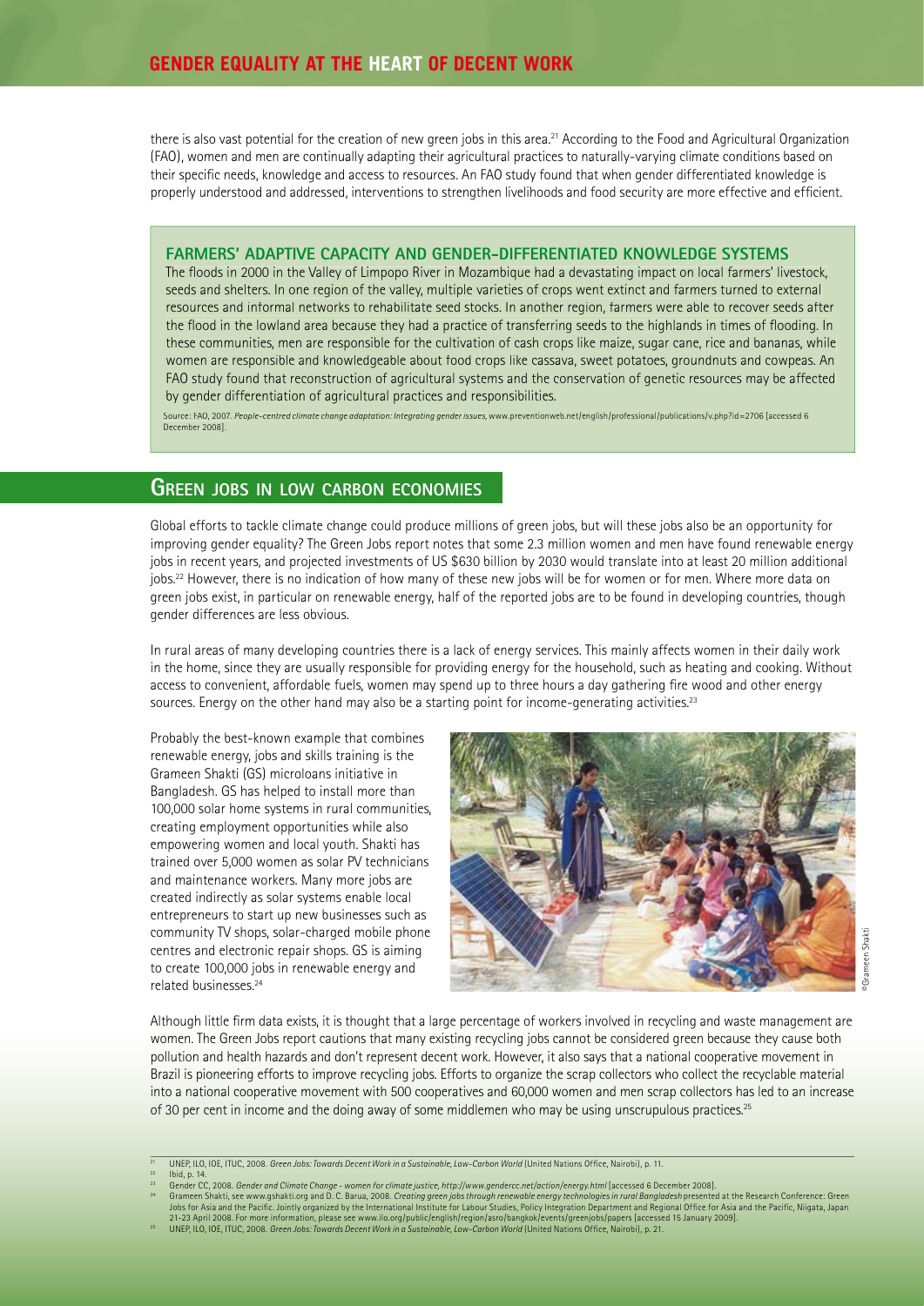there is also vast potential for the creation of new green jobs in this area.[21] According to the Food and Agricultural Organization (FAO), women and men are continually adapting their agricultural practices to naturally-varying climate conditions based on their specific needs, knowledge and access to resources. An FAO study found that when gender differentiated knowledge is properly understood and addressed, interventions to strengthen livelihoods and food security are more effective and efficient.

### FARMERS' ADAPTIVE CAPACITY AND GENDER-DIFFERENTIATED KNOWLEDGE SYSTEMS

The floods in 2000 in the Valley of Limpopo River in Mozambique had a devastating impact on local farmers' livestock, seeds and shelters. In one region of the valley, multiple varieties of crops went extinct and farmers turned to external resources and informal networks to rehabilitate seed stocks. In another region, farmers were able to recover seeds after the flood in the lowland area because they had a practice of transferring seeds to the highlands in times of flooding. In these communities, men are responsible for the cultivation of cash crops like maize, sugar cane, rice and bananas, while women are responsible and knowledgeable about food crops like cassava, sweet potatoes, groundnuts and cowpeas. An FAO study found that reconstruction of agricultural systems and the conservation of genetic resources may be affected by gender differentiation of agricultural practices and responsibilities.

Source: FAO, 2007. *People-centred climate change adaptation: Integrating gender issues*, www.preventionweb.net/english/professional/publications/v.php?id=2706 [accessed 6 December 2008].

## Green jobs in low carbon economies

Global efforts to tackle climate change could produce millions of green jobs, but will these jobs also be an opportunity for improving gender equality? The Green Jobs report notes that some 2.3 million women and men have found renewable energy jobs in recent years, and projected investments of US $630 billion by 2030 would translate into at least 20 million additional jobs.[22] However, there is no indication of how many of these new jobs will be for women or for men. Where more data on green jobs exist, in particular on renewable energy, half of the reported jobs are to be found in developing countries, though gender differences are less obvious.

In rural areas of many developing countries there is a lack of energy services. This mainly affects women in their daily work in the home, since they are usually responsible for providing energy for the household, such as heating and cooking. Without access to convenient, affordable fuels, women may spend up to three hours a day gathering fire wood and other energy sources. Energy on the other hand may also be a starting point for income-generating activities.[23]

Probably the best-known example that combines renewable energy, jobs and skills training is the Grameen Shakti (GS) microloans initiative in Bangladesh. GS has helped to install more than 100,000 solar home systems in rural communities, creating employment opportunities while also empowering women and local youth. Shakti has trained over 5,000 women as solar PV technicians and maintenance workers. Many more jobs are created indirectly as solar systems enable local entrepreneurs to start up new businesses such as community TV shops, solar-charged mobile phone centres and electronic repair shops. GS is aiming to create 100,000 jobs in renewable energy and related businesses.[24]

©Grameen Shakti

Although little firm data exists, it is thought that a large percentage of workers involved in recycling and waste management are women. The Green Jobs report cautions that many existing recycling jobs cannot be considered green because they cause both pollution and health hazards and don't represent decent work. However, it also says that a national cooperative movement in Brazil is pioneering efforts to improve recycling jobs. Efforts to organize the scrap collectors who collect the recyclable material into a national cooperative movement with 500 cooperatives and 60,000 women and men scrap collectors has led to an increase of 30 per cent in income and the doing away of some middlemen who may be using unscrupulous practices.[25]

---

[21] UNEP, ILO, IOE, ITUC, 2008. *Green Jobs: Towards Decent Work in a Sustainable, Low-Carbon World* (United Nations Office, Nairobi), p. 11.

[22] Ibid, p. 14.

[23] Gender CC, 2008. *Gender and Climate Change - women for climate justice, http://www.gendercc.net/action/energy.html* [accessed 6 December 2008].

[24] Grameen Shakti, see www.gshakti.org and D. C. Barua, 2008. *Creating green jobs through renewable energy technologies in rural Bangladesh* presented at the Research Conference: Green Jobs for Asia and the Pacific. Jointly organized by the International Institute for Labour Studies, Policy Integration Department and Regional Office for Asia and the Pacific, Niigata, Japan 21-23 April 2008. For more information, please see www.ilo.org/public/english/region/asro/bangkok/events/greenjobs/papers [accessed 15 January 2009].

[25] UNEP, ILO, IOE, ITUC, 2008. *Green Jobs: Towards Decent Work in a Sustainable, Low-Carbon World* (United Nations Office, Nairobi), p. 21.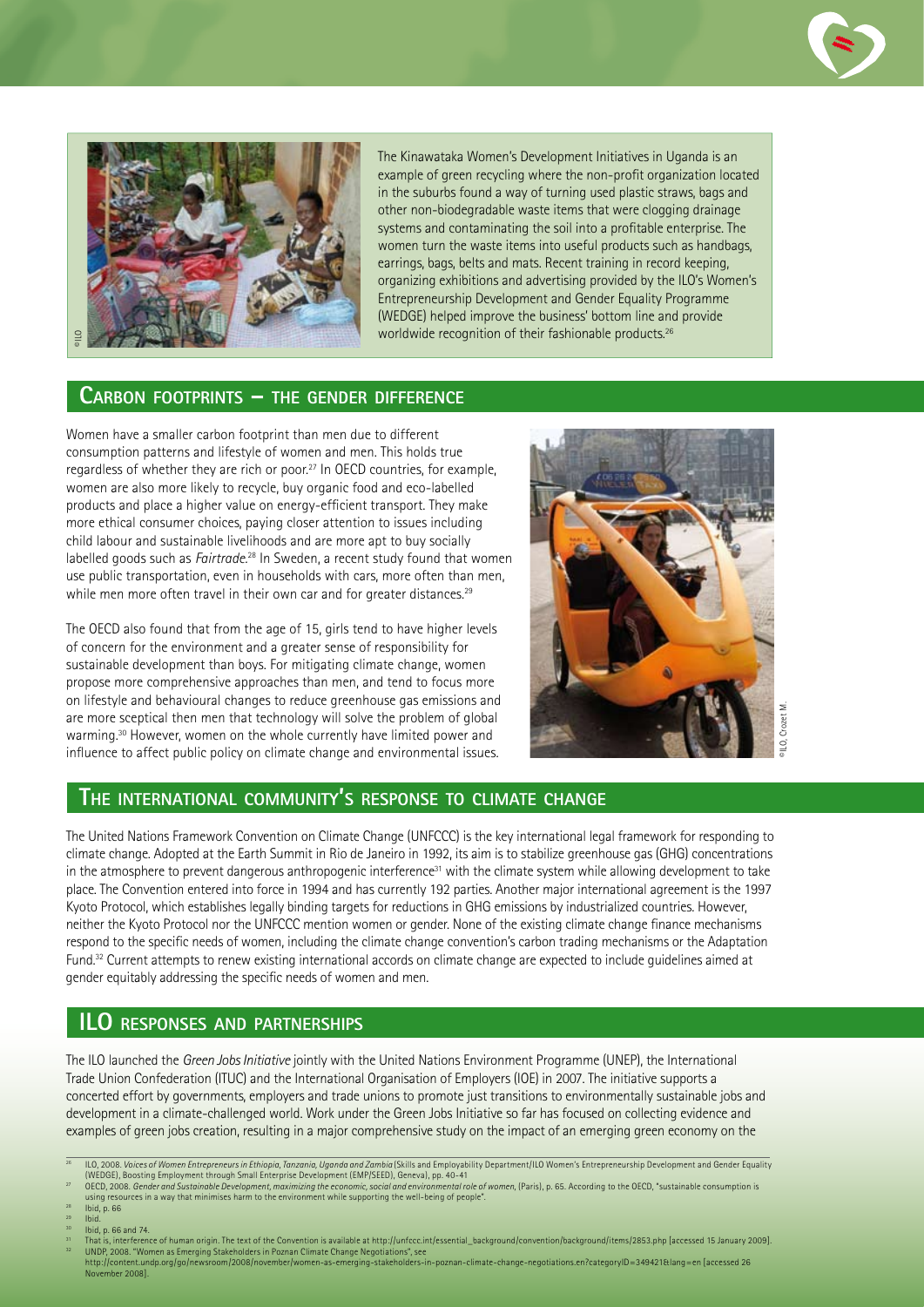The Kinawataka Women's Development Initiatives in Uganda is an example of green recycling where the non-profit organization located in the suburbs found a way of turning used plastic straws, bags and other non-biodegradable waste items that were clogging drainage systems and contaminating the soil into a profitable enterprise. The women turn the waste items into useful products such as handbags, earrings, bags, belts and mats. Recent training in record keeping, organizing exhibitions and advertising provided by the ILO's Women's Entrepreneurship Development and Gender Equality Programme (WEDGE) helped improve the business' bottom line and provide worldwide recognition of their fashionable products.[26]

## Carbon footprints – the gender difference

Women have a smaller carbon footprint than men due to different consumption patterns and lifestyle of women and men. This holds true regardless of whether they are rich or poor.[27] In OECD countries, for example, women are also more likely to recycle, buy organic food and eco-labelled products and place a higher value on energy-efficient transport. They make more ethical consumer choices, paying closer attention to issues including child labour and sustainable livelihoods and are more apt to buy socially labelled goods such as *Fairtrade*.[28] In Sweden, a recent study found that women use public transportation, even in households with cars, more often than men, while men more often travel in their own car and for greater distances.[29]

The OECD also found that from the age of 15, girls tend to have higher levels of concern for the environment and a greater sense of responsibility for sustainable development than boys. For mitigating climate change, women propose more comprehensive approaches than men, and tend to focus more on lifestyle and behavioural changes to reduce greenhouse gas emissions and are more sceptical then men that technology will solve the problem of global warming.[30] However, women on the whole currently have limited power and influence to affect public policy on climate change and environmental issues.

## The international community's response to climate change

The United Nations Framework Convention on Climate Change (UNFCCC) is the key international legal framework for responding to climate change. Adopted at the Earth Summit in Rio de Janeiro in 1992, its aim is to stabilize greenhouse gas (GHG) concentrations in the atmosphere to prevent dangerous anthropogenic interference[31] with the climate system while allowing development to take place. The Convention entered into force in 1994 and has currently 192 parties. Another major international agreement is the 1997 Kyoto Protocol, which establishes legally binding targets for reductions in GHG emissions by industrialized countries. However, neither the Kyoto Protocol nor the UNFCCC mention women or gender. None of the existing climate change finance mechanisms respond to the specific needs of women, including the climate change convention's carbon trading mechanisms or the Adaptation Fund.[32] Current attempts to renew existing international accords on climate change are expected to include guidelines aimed at gender equitably addressing the specific needs of women and men.

## ILO responses and partnerships

The ILO launched the *Green Jobs Initiative* jointly with the United Nations Environment Programme (UNEP), the International Trade Union Confederation (ITUC) and the International Organisation of Employers (IOE) in 2007. The initiative supports a concerted effort by governments, employers and trade unions to promote just transitions to environmentally sustainable jobs and development in a climate-challenged world. Work under the Green Jobs Initiative so far has focused on collecting evidence and examples of green jobs creation, resulting in a major comprehensive study on the impact of an emerging green economy on the

---

[26] ILO, 2008. *Voices of Women Entrepreneurs in Ethiopia, Tanzania, Uganda and Zambia* (Skills and Employability Department/ILO Women's Entrepreneurship Development and Gender Equality (WEDGE), Boosting Employment through Small Enterprise Development (EMP/SEED), Geneva), pp. 40-41

[27] OECD, 2008. *Gender and Sustainable Development, maximizing the economic, social and environmental role of women*, (Paris), p. 65. According to the OECD, "sustainable consumption is using resources in a way that minimises harm to the environment while supporting the well-being of people".

[28] Ibid, p. 66

[29] Ibid.

[30] Ibid, p. 66 and 74.

[31] That is, interference of human origin. The text of the Convention is available at http://unfccc.int/essential_background/convention/background/items/2853.php [accessed 15 January 2009].

[32] UNDP, 2008. "Women as Emerging Stakeholders in Poznan Climate Change Negotiations", see http://content.undp.org/go/newsroom/2008/november/women-as-emerging-stakeholders-in-poznan-climate-change-negotiations.en?categoryID=349421&lang=en [accessed 26 November 2008].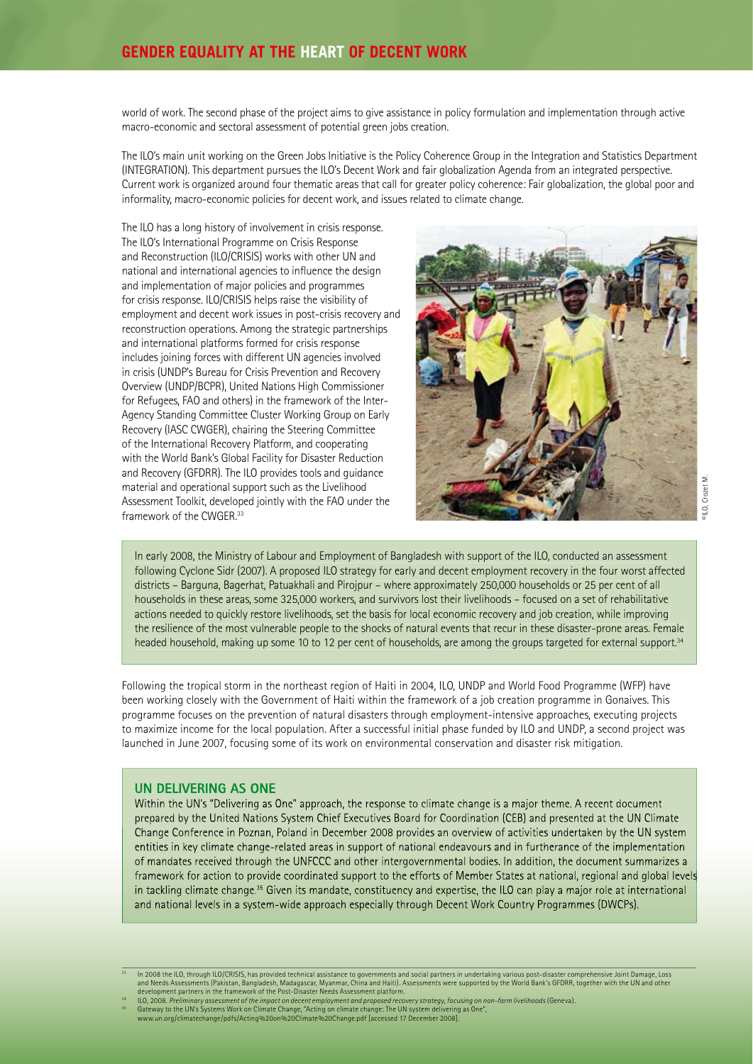world of work. The second phase of the project aims to give assistance in policy formulation and implementation through active macro-economic and sectoral assessment of potential green jobs creation.

The ILO's main unit working on the Green Jobs Initiative is the Policy Coherence Group in the Integration and Statistics Department (INTEGRATION). This department pursues the ILO's Decent Work and fair globalization Agenda from an integrated perspective. Current work is organized around four thematic areas that call for greater policy coherence: Fair globalization, the global poor and informality, macro-economic policies for decent work, and issues related to climate change.

The ILO has a long history of involvement in crisis response. The ILO's International Programme on Crisis Response and Reconstruction (ILO/CRISIS) works with other UN and national and international agencies to influence the design and implementation of major policies and programmes for crisis response. ILO/CRISIS helps raise the visibility of employment and decent work issues in post-crisis recovery and reconstruction operations. Among the strategic partnerships and international platforms formed for crisis response includes joining forces with different UN agencies involved in crisis (UNDP's Bureau for Crisis Prevention and Recovery Overview (UNDP/BCPR), United Nations High Commissioner for Refugees, FAO and others) in the framework of the Inter-Agency Standing Committee Cluster Working Group on Early Recovery (IASC CWGER), chairing the Steering Committee of the International Recovery Platform, and cooperating with the World Bank's Global Facility for Disaster Reduction and Recovery (GFDRR). The ILO provides tools and guidance material and operational support such as the Livelihood Assessment Toolkit, developed jointly with the FAO under the framework of the CWGER.[33]

©ILO, Crozet M.

In early 2008, the Ministry of Labour and Employment of Bangladesh with support of the ILO, conducted an assessment following Cyclone Sidr (2007). A proposed ILO strategy for early and decent employment recovery in the four worst affected districts – Barguna, Bagerhat, Patuakhali and Pirojpur – where approximately 250,000 households or 25 per cent of all households in these areas, some 325,000 workers, and survivors lost their livelihoods – focused on a set of rehabilitative actions needed to quickly restore livelihoods, set the basis for local economic recovery and job creation, while improving the resilience of the most vulnerable people to the shocks of natural events that recur in these disaster-prone areas. Female headed household, making up some 10 to 12 per cent of households, are among the groups targeted for external support.[34]

Following the tropical storm in the northeast region of Haiti in 2004, ILO, UNDP and World Food Programme (WFP) have been working closely with the Government of Haiti within the framework of a job creation programme in Gonaives. This programme focuses on the prevention of natural disasters through employment-intensive approaches, executing projects to maximize income for the local population. After a successful initial phase funded by ILO and UNDP, a second project was launched in June 2007, focusing some of its work on environmental conservation and disaster risk mitigation.

## UN DELIVERING AS ONE

Within the UN's "Delivering as One" approach, the response to climate change is a major theme. A recent document prepared by the United Nations System Chief Executives Board for Coordination (CEB) and presented at the UN Climate Change Conference in Poznan, Poland in December 2008 provides an overview of activities undertaken by the UN system entities in key climate change-related areas in support of national endeavours and in furtherance of the implementation of mandates received through the UNFCCC and other intergovernmental bodies. In addition, the document summarizes a framework for action to provide coordinated support to the efforts of Member States at national, regional and global levels in tackling climate change.[35] Given its mandate, constituency and expertise, the ILO can play a major role at international and national levels in a system-wide approach especially through Decent Work Country Programmes (DWCPs).

[33] In 2008 the ILO, through ILO/CRISIS, has provided technical assistance to governments and social partners in undertaking various post-disaster comprehensive Joint Damage, Loss and Needs Assessments (Pakistan, Bangladesh, Madagascar, Myanmar, China and Haiti). Assessments were supported by the World Bank's GFDRR, together with the UN and other development partners in the framework of the Post-Disaster Needs Assessment platform.

[34] ILO, 2008. *Preliminary assessment of the impact on decent employment and proposed recovery strategy, focusing on non-farm livelihoods* (Geneva).

[35] Gateway to the UN's Systems Work on Climate Change, "Acting on climate change: The UN system delivering as One", www.un.org/climatechange/pdfs/Acting%20on%20Climate%20Change.pdf [accessed 17 December 2008].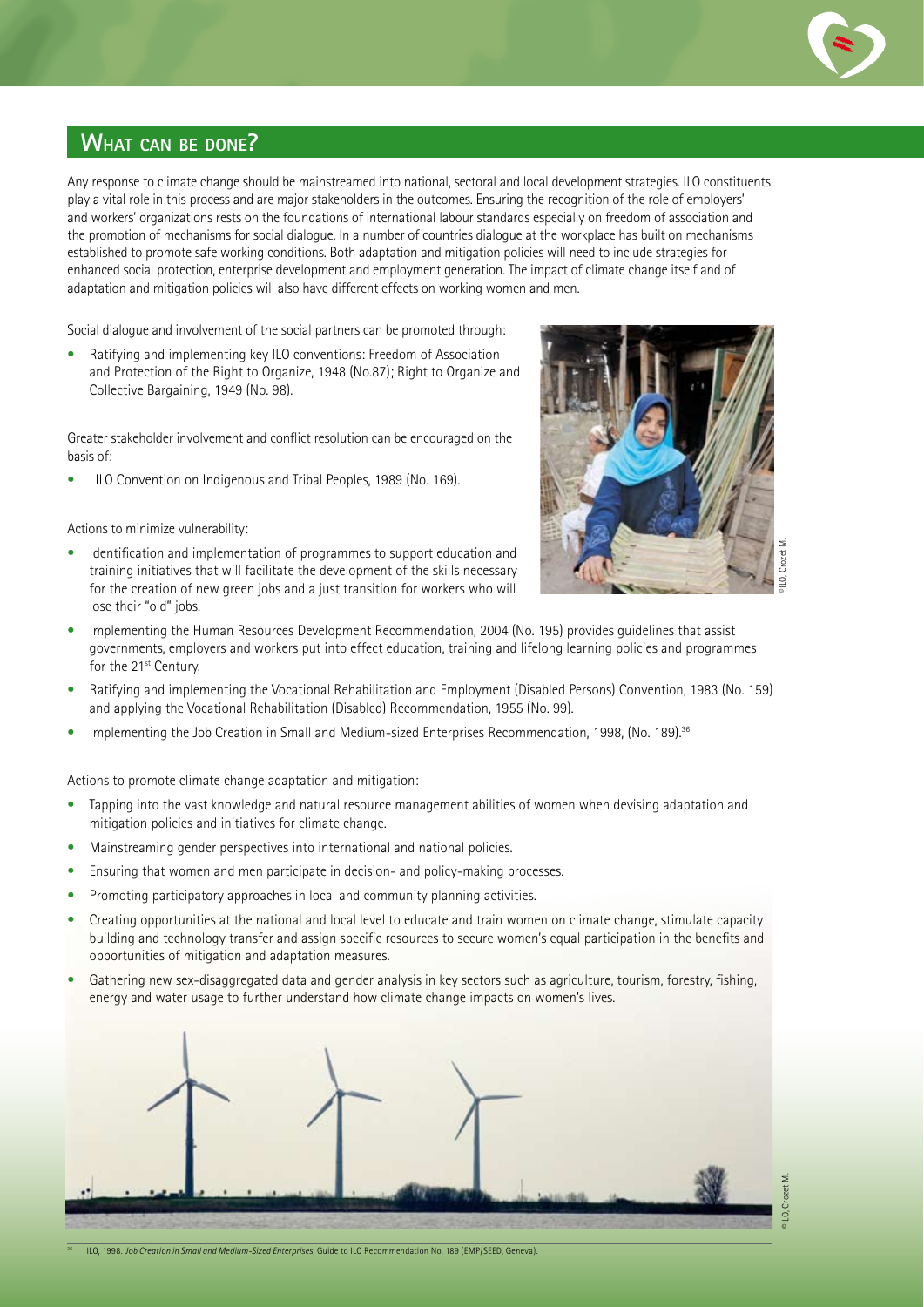## What can be done?

Any response to climate change should be mainstreamed into national, sectoral and local development strategies. ILO constituents play a vital role in this process and are major stakeholders in the outcomes. Ensuring the recognition of the role of employers' and workers' organizations rests on the foundations of international labour standards especially on freedom of association and the promotion of mechanisms for social dialogue. In a number of countries dialogue at the workplace has built on mechanisms established to promote safe working conditions. Both adaptation and mitigation policies will need to include strategies for enhanced social protection, enterprise development and employment generation. The impact of climate change itself and of adaptation and mitigation policies will also have different effects on working women and men.

Social dialogue and involvement of the social partners can be promoted through:

- Ratifying and implementing key ILO conventions: Freedom of Association and Protection of the Right to Organize, 1948 (No.87); Right to Organize and Collective Bargaining, 1949 (No. 98).

Greater stakeholder involvement and conflict resolution can be encouraged on the basis of:

- ILO Convention on Indigenous and Tribal Peoples, 1989 (No. 169).

Actions to minimize vulnerability:

- Identification and implementation of programmes to support education and training initiatives that will facilitate the development of the skills necessary for the creation of new green jobs and a just transition for workers who will lose their "old" jobs.
- Implementing the Human Resources Development Recommendation, 2004 (No. 195) provides guidelines that assist governments, employers and workers put into effect education, training and lifelong learning policies and programmes for the 21st Century.
- Ratifying and implementing the Vocational Rehabilitation and Employment (Disabled Persons) Convention, 1983 (No. 159) and applying the Vocational Rehabilitation (Disabled) Recommendation, 1955 (No. 99).
- Implementing the Job Creation in Small and Medium-sized Enterprises Recommendation, 1998, (No. 189).[36]

Actions to promote climate change adaptation and mitigation:

- Tapping into the vast knowledge and natural resource management abilities of women when devising adaptation and mitigation policies and initiatives for climate change.
- Mainstreaming gender perspectives into international and national policies.
- Ensuring that women and men participate in decision- and policy-making processes.
- Promoting participatory approaches in local and community planning activities.
- Creating opportunities at the national and local level to educate and train women on climate change, stimulate capacity building and technology transfer and assign specific resources to secure women's equal participation in the benefits and opportunities of mitigation and adaptation measures.
- Gathering new sex-disaggregated data and gender analysis in key sectors such as agriculture, tourism, forestry, fishing, energy and water usage to further understand how climate change impacts on women's lives.

[36] ILO, 1998. *Job Creation in Small and Medium-Sized Enterprises*, Guide to ILO Recommendation No. 189 (EMP/SEED, Geneva).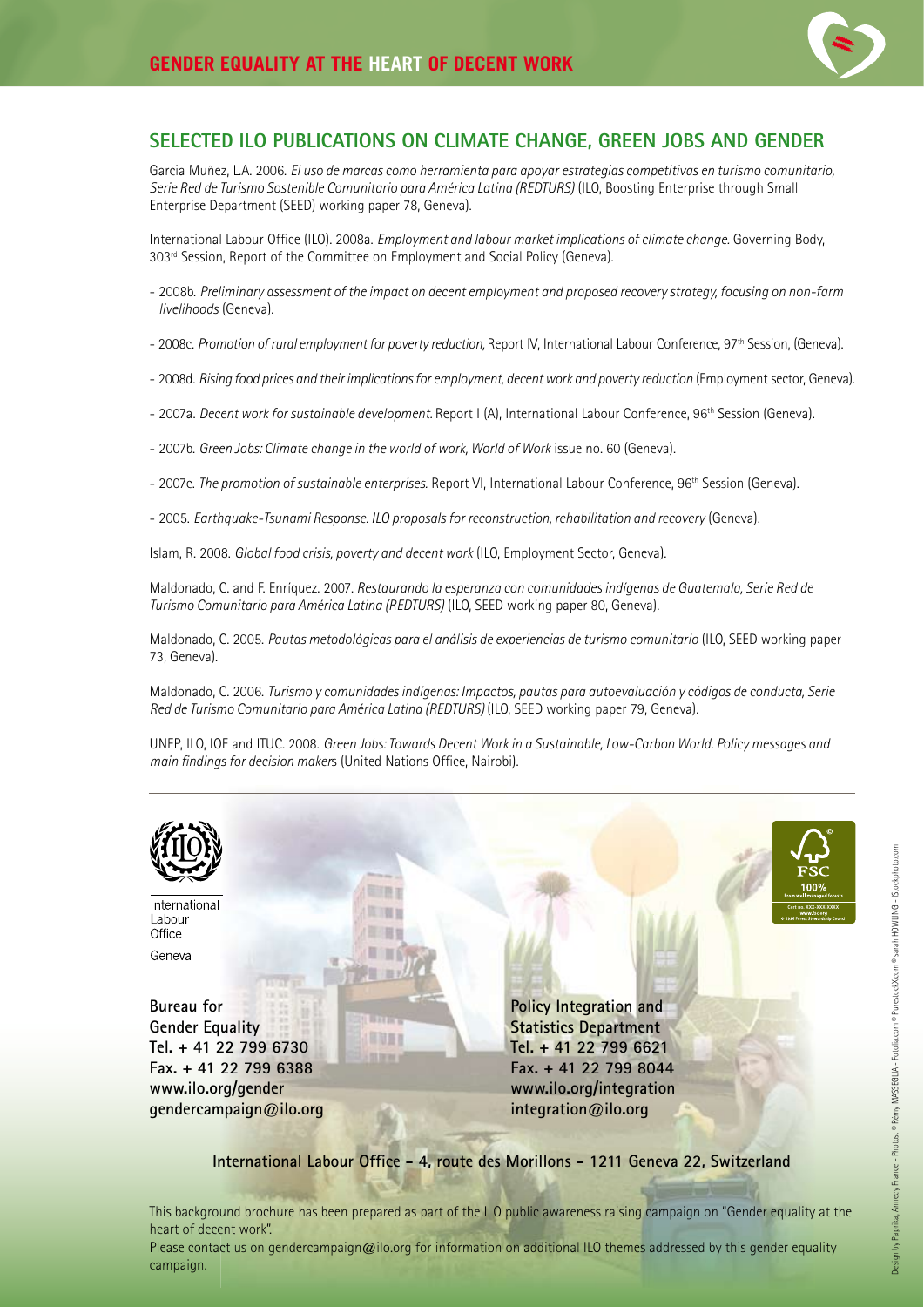## SELECTED ILO PUBLICATIONS ON CLIMATE CHANGE, GREEN JOBS AND GENDER

Garcia Muñez, L.A. 2006. *El uso de marcas como herramienta para apoyar estrategias competitivas en turismo comunitario, Serie Red de Turismo Sostenible Comunitario para América Latina (REDTURS)* (ILO, Boosting Enterprise through Small Enterprise Department (SEED) working paper 78, Geneva).

International Labour Office (ILO). 2008a. *Employment and labour market implications of climate change*. Governing Body, 303rd Session, Report of the Committee on Employment and Social Policy (Geneva).

- 2008b. *Preliminary assessment of the impact on decent employment and proposed recovery strategy, focusing on non-farm livelihoods* (Geneva).

- 2008c. *Promotion of rural employment for poverty reduction*, Report IV, International Labour Conference, 97th Session, (Geneva).

- 2008d. *Rising food prices and their implications for employment, decent work and poverty reduction* (Employment sector, Geneva).

- 2007a. *Decent work for sustainable development*. Report I (A), International Labour Conference, 96th Session (Geneva).

- 2007b. *Green Jobs: Climate change in the world of work, World of Work* issue no. 60 (Geneva).

- 2007c. *The promotion of sustainable enterprises*. Report VI, International Labour Conference, 96th Session (Geneva).

- 2005. *Earthquake-Tsunami Response. ILO proposals for reconstruction, rehabilitation and recovery* (Geneva).

Islam, R. 2008. *Global food crisis, poverty and decent work* (ILO, Employment Sector, Geneva).

Maldonado, C. and F. Enríquez. 2007. *Restaurando la esperanza con comunidades indígenas de Guatemala, Serie Red de Turismo Comunitario para América Latina (REDTURS)* (ILO, SEED working paper 80, Geneva).

Maldonado, C. 2005. *Pautas metodológicas para el análisis de experiencias de turismo comunitario* (ILO, SEED working paper 73, Geneva).

Maldonado, C. 2006. *Turismo y comunidades indígenas: Impactos, pautas para autoevaluación y códigos de conducta, Serie Red de Turismo Comunitario para América Latina (REDTURS)* (ILO, SEED working paper 79, Geneva).

UNEP, ILO, IOE and ITUC. 2008. *Green Jobs: Towards Decent Work in a Sustainable, Low-Carbon World. Policy messages and main findings for decision makers* (United Nations Office, Nairobi).

---

International Labour Office
Geneva

**Bureau for Gender Equality**
**Tel. + 41 22 799 6730**
**Fax. + 41 22 799 6388**
**www.ilo.org/gender**
**gendercampaign@ilo.org**

**Policy Integration and Statistics Department**
**Tel. + 41 22 799 6621**
**Fax. + 41 22 799 8044**
**www.ilo.org/integration**
**integration@ilo.org**

**International Labour Office - 4, route des Morillons - 1211 Geneva 22, Switzerland**

This background brochure has been prepared as part of the ILO public awareness raising campaign on "Gender equality at the heart of decent work".
Please contact us on gendercampaign@ilo.org for information on additional ILO themes addressed by this gender equality campaign.